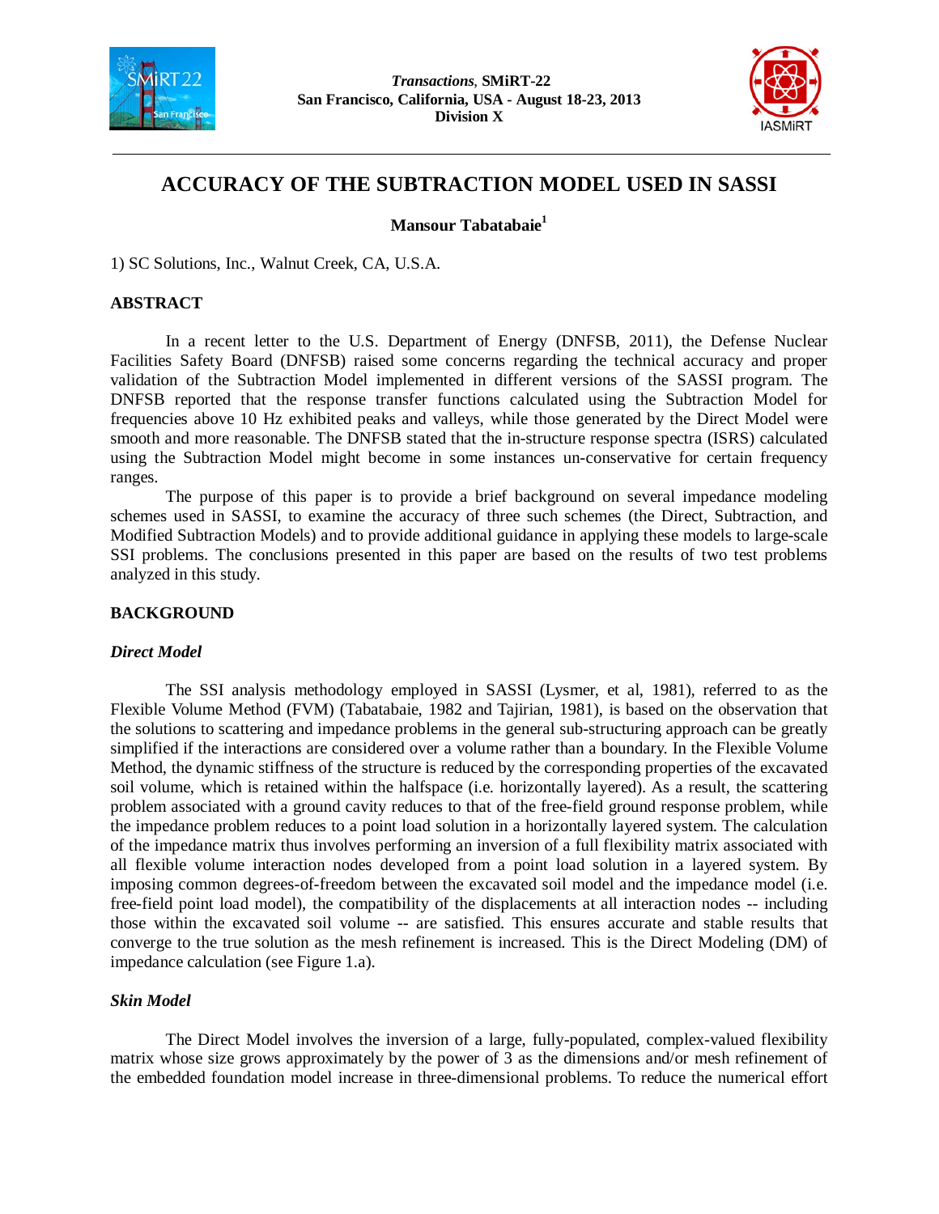# ACCURACY OF THE SUBTRACTION MODEL USED IN SASSI

**Mansour Tabatabaie[1]**

1) SC Solutions, Inc., Walnut Creek, CA, U.S.A.

## ABSTRACT

In a recent letter to the U.S. Department of Energy (DNFSB, 2011), the Defense Nuclear Facilities Safety Board (DNFSB) raised some concerns regarding the technical accuracy and proper validation of the Subtraction Model implemented in different versions of the SASSI program. The DNFSB reported that the response transfer functions calculated using the Subtraction Model for frequencies above 10 Hz exhibited peaks and valleys, while those generated by the Direct Model were smooth and more reasonable. The DNFSB stated that the in-structure response spectra (ISRS) calculated using the Subtraction Model might become in some instances un-conservative for certain frequency ranges.

The purpose of this paper is to provide a brief background on several impedance modeling schemes used in SASSI, to examine the accuracy of three such schemes (the Direct, Subtraction, and Modified Subtraction Models) and to provide additional guidance in applying these models to large-scale SSI problems. The conclusions presented in this paper are based on the results of two test problems analyzed in this study.

## BACKGROUND

### *Direct Model*

The SSI analysis methodology employed in SASSI (Lysmer, et al, 1981), referred to as the Flexible Volume Method (FVM) (Tabatabaie, 1982 and Tajirian, 1981), is based on the observation that the solutions to scattering and impedance problems in the general sub-structuring approach can be greatly simplified if the interactions are considered over a volume rather than a boundary. In the Flexible Volume Method, the dynamic stiffness of the structure is reduced by the corresponding properties of the excavated soil volume, which is retained within the halfspace (i.e. horizontally layered). As a result, the scattering problem associated with a ground cavity reduces to that of the free-field ground response problem, while the impedance problem reduces to a point load solution in a horizontally layered system. The calculation of the impedance matrix thus involves performing an inversion of a full flexibility matrix associated with all flexible volume interaction nodes developed from a point load solution in a layered system. By imposing common degrees-of-freedom between the excavated soil model and the impedance model (i.e. free-field point load model), the compatibility of the displacements at all interaction nodes -- including those within the excavated soil volume -- are satisfied. This ensures accurate and stable results that converge to the true solution as the mesh refinement is increased. This is the Direct Modeling (DM) of impedance calculation (see Figure 1.a).

### *Skin Model*

The Direct Model involves the inversion of a large, fully-populated, complex-valued flexibility matrix whose size grows approximately by the power of 3 as the dimensions and/or mesh refinement of the embedded foundation model increase in three-dimensional problems. To reduce the numerical effort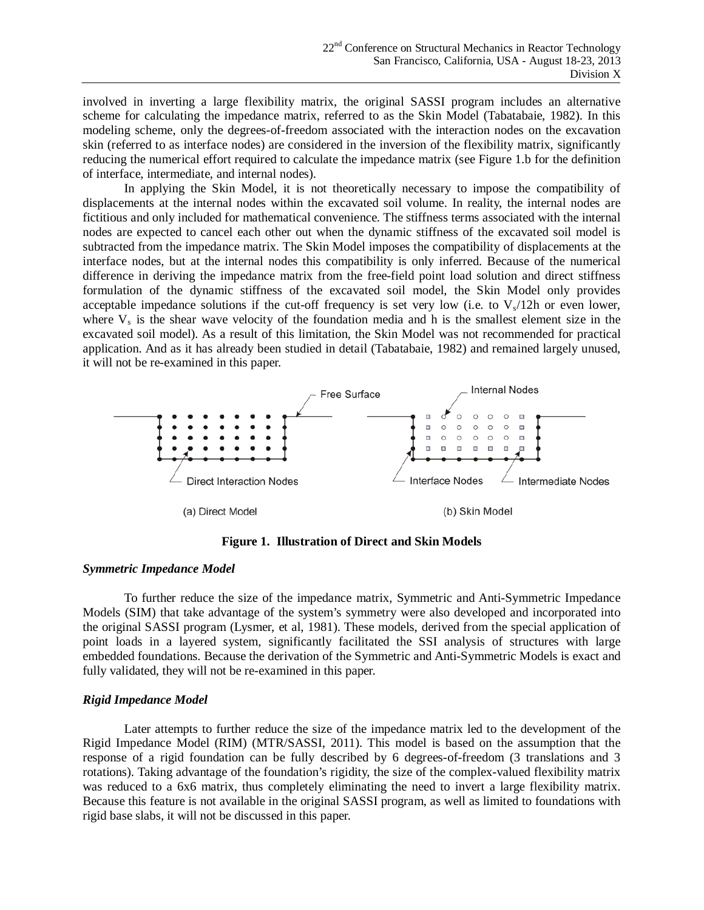involved in inverting a large flexibility matrix, the original SASSI program includes an alternative scheme for calculating the impedance matrix, referred to as the Skin Model (Tabatabaie, 1982). In this modeling scheme, only the degrees-of-freedom associated with the interaction nodes on the excavation skin (referred to as interface nodes) are considered in the inversion of the flexibility matrix, significantly reducing the numerical effort required to calculate the impedance matrix (see Figure 1.b for the definition of interface, intermediate, and internal nodes).

In applying the Skin Model, it is not theoretically necessary to impose the compatibility of displacements at the internal nodes within the excavated soil volume. In reality, the internal nodes are fictitious and only included for mathematical convenience. The stiffness terms associated with the internal nodes are expected to cancel each other out when the dynamic stiffness of the excavated soil model is subtracted from the impedance matrix. The Skin Model imposes the compatibility of displacements at the interface nodes, but at the internal nodes this compatibility is only inferred. Because of the numerical difference in deriving the impedance matrix from the free-field point load solution and direct stiffness formulation of the dynamic stiffness of the excavated soil model, the Skin Model only provides acceptable impedance solutions if the cut-off frequency is set very low (i.e. to $V_s/12h$ or even lower, where $V_s$ is the shear wave velocity of the foundation media and h is the smallest element size in the excavated soil model). As a result of this limitation, the Skin Model was not recommended for practical application. And as it has already been studied in detail (Tabatabaie, 1982) and remained largely unused, it will not be re-examined in this paper.

**Figure 1. Illustration of Direct and Skin Models**

### *Symmetric Impedance Model*

To further reduce the size of the impedance matrix, Symmetric and Anti-Symmetric Impedance Models (SIM) that take advantage of the system's symmetry were also developed and incorporated into the original SASSI program (Lysmer, et al, 1981). These models, derived from the special application of point loads in a layered system, significantly facilitated the SSI analysis of structures with large embedded foundations. Because the derivation of the Symmetric and Anti-Symmetric Models is exact and fully validated, they will not be re-examined in this paper.

### *Rigid Impedance Model*

Later attempts to further reduce the size of the impedance matrix led to the development of the Rigid Impedance Model (RIM) (MTR/SASSI, 2011). This model is based on the assumption that the response of a rigid foundation can be fully described by 6 degrees-of-freedom (3 translations and 3 rotations). Taking advantage of the foundation's rigidity, the size of the complex-valued flexibility matrix was reduced to a 6x6 matrix, thus completely eliminating the need to invert a large flexibility matrix. Because this feature is not available in the original SASSI program, as well as limited to foundations with rigid base slabs, it will not be discussed in this paper.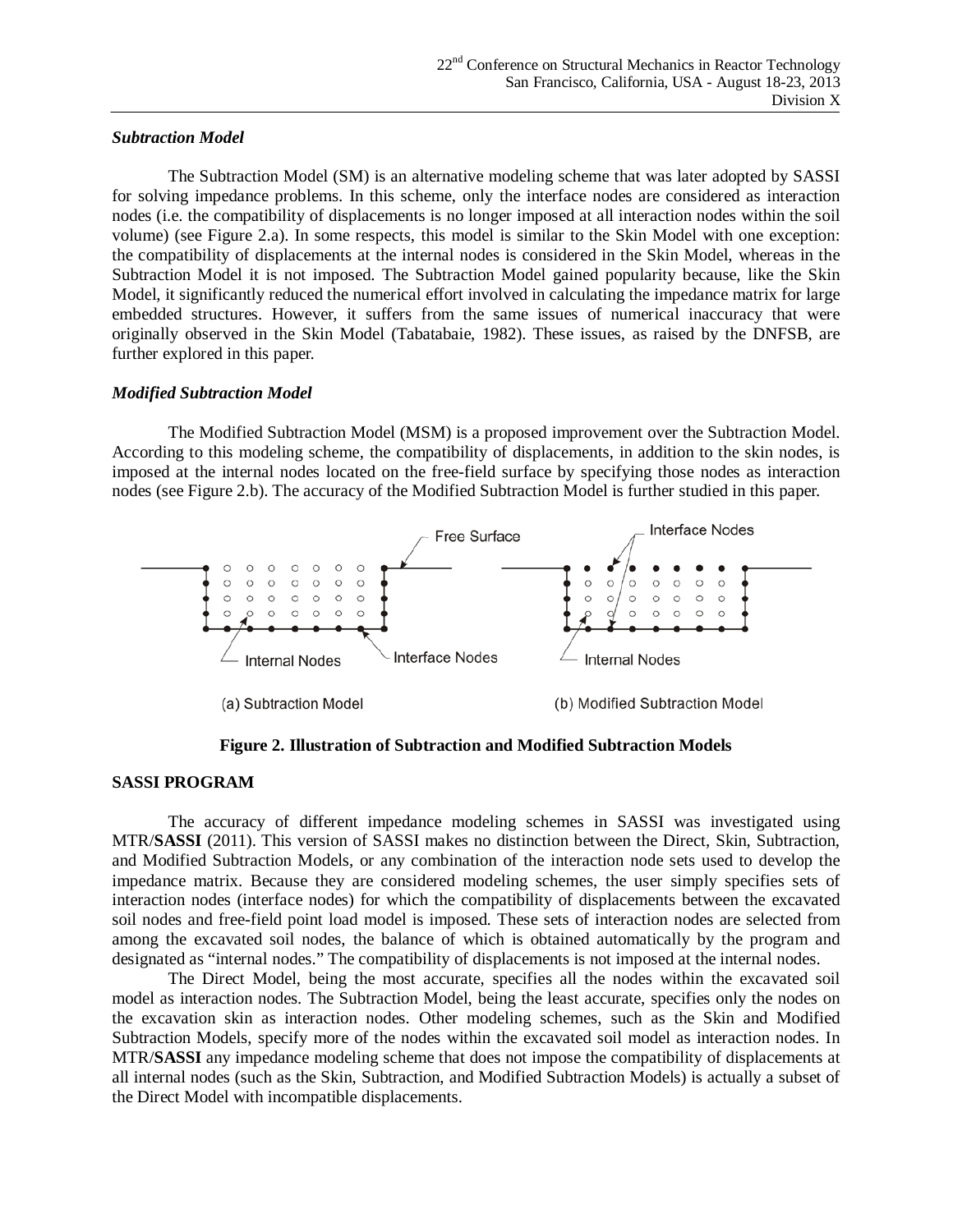### *Subtraction Model*

The Subtraction Model (SM) is an alternative modeling scheme that was later adopted by SASSI for solving impedance problems. In this scheme, only the interface nodes are considered as interaction nodes (i.e. the compatibility of displacements is no longer imposed at all interaction nodes within the soil volume) (see Figure 2.a). In some respects, this model is similar to the Skin Model with one exception: the compatibility of displacements at the internal nodes is considered in the Skin Model, whereas in the Subtraction Model it is not imposed. The Subtraction Model gained popularity because, like the Skin Model, it significantly reduced the numerical effort involved in calculating the impedance matrix for large embedded structures. However, it suffers from the same issues of numerical inaccuracy that were originally observed in the Skin Model (Tabatabaie, 1982). These issues, as raised by the DNFSB, are further explored in this paper.

### *Modified Subtraction Model*

The Modified Subtraction Model (MSM) is a proposed improvement over the Subtraction Model. According to this modeling scheme, the compatibility of displacements, in addition to the skin nodes, is imposed at the internal nodes located on the free-field surface by specifying those nodes as interaction nodes (see Figure 2.b). The accuracy of the Modified Subtraction Model is further studied in this paper.

Free Surface — Interface Nodes — Internal Nodes — Interface Nodes — Internal Nodes

(a) Subtraction Model (b) Modified Subtraction Model

**Figure 2. Illustration of Subtraction and Modified Subtraction Models**

## SASSI PROGRAM

The accuracy of different impedance modeling schemes in SASSI was investigated using MTR/**SASSI** (2011). This version of SASSI makes no distinction between the Direct, Skin, Subtraction, and Modified Subtraction Models, or any combination of the interaction node sets used to develop the impedance matrix. Because they are considered modeling schemes, the user simply specifies sets of interaction nodes (interface nodes) for which the compatibility of displacements between the excavated soil nodes and free-field point load model is imposed. These sets of interaction nodes are selected from among the excavated soil nodes, the balance of which is obtained automatically by the program and designated as "internal nodes." The compatibility of displacements is not imposed at the internal nodes.

The Direct Model, being the most accurate, specifies all the nodes within the excavated soil model as interaction nodes. The Subtraction Model, being the least accurate, specifies only the nodes on the excavation skin as interaction nodes. Other modeling schemes, such as the Skin and Modified Subtraction Models, specify more of the nodes within the excavated soil model as interaction nodes. In MTR/**SASSI** any impedance modeling scheme that does not impose the compatibility of displacements at all internal nodes (such as the Skin, Subtraction, and Modified Subtraction Models) is actually a subset of the Direct Model with incompatible displacements.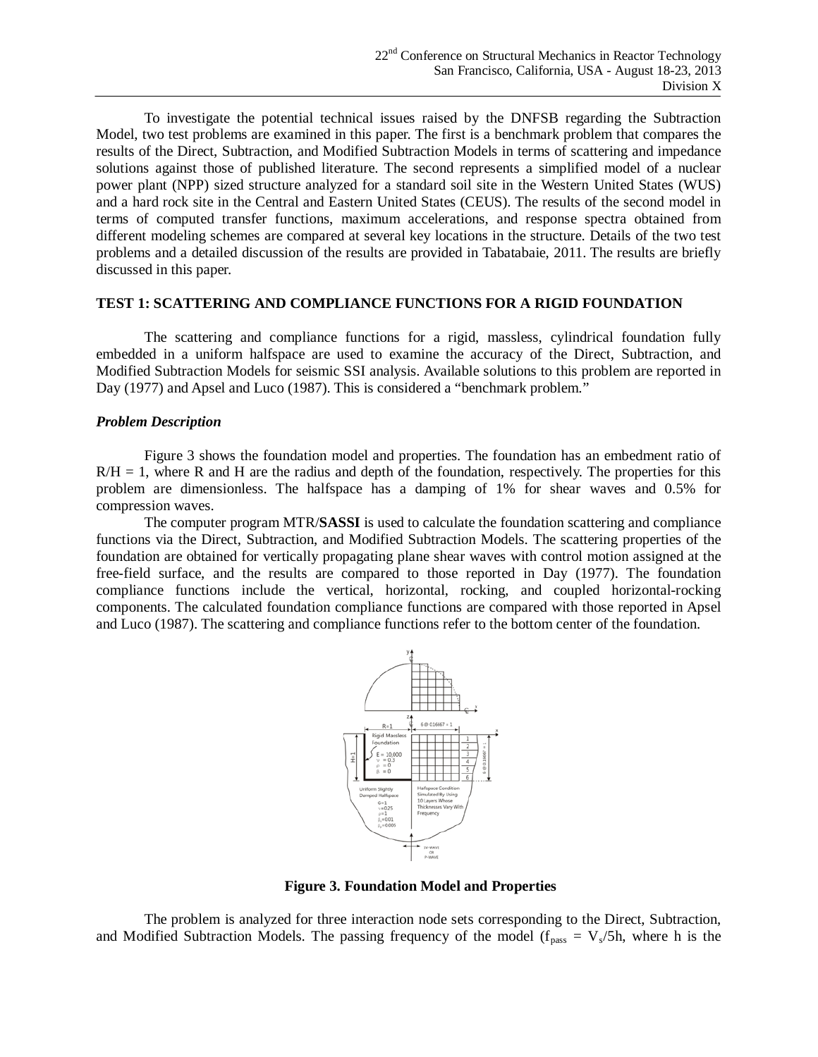To investigate the potential technical issues raised by the DNFSB regarding the Subtraction Model, two test problems are examined in this paper. The first is a benchmark problem that compares the results of the Direct, Subtraction, and Modified Subtraction Models in terms of scattering and impedance solutions against those of published literature. The second represents a simplified model of a nuclear power plant (NPP) sized structure analyzed for a standard soil site in the Western United States (WUS) and a hard rock site in the Central and Eastern United States (CEUS). The results of the second model in terms of computed transfer functions, maximum accelerations, and response spectra obtained from different modeling schemes are compared at several key locations in the structure. Details of the two test problems and a detailed discussion of the results are provided in Tabatabaie, 2011. The results are briefly discussed in this paper.

## TEST 1: SCATTERING AND COMPLIANCE FUNCTIONS FOR A RIGID FOUNDATION

The scattering and compliance functions for a rigid, massless, cylindrical foundation fully embedded in a uniform halfspace are used to examine the accuracy of the Direct, Subtraction, and Modified Subtraction Models for seismic SSI analysis. Available solutions to this problem are reported in Day (1977) and Apsel and Luco (1987). This is considered a "benchmark problem."

### *Problem Description*

Figure 3 shows the foundation model and properties. The foundation has an embedment ratio of R/H = 1, where R and H are the radius and depth of the foundation, respectively. The properties for this problem are dimensionless. The halfspace has a damping of 1% for shear waves and 0.5% for compression waves.

The computer program MTR/**SASSI** is used to calculate the foundation scattering and compliance functions via the Direct, Subtraction, and Modified Subtraction Models. The scattering properties of the foundation are obtained for vertically propagating plane shear waves with control motion assigned at the free-field surface, and the results are compared to those reported in Day (1977). The foundation compliance functions include the vertical, horizontal, rocking, and coupled horizontal-rocking components. The calculated foundation compliance functions are compared with those reported in Apsel and Luco (1987). The scattering and compliance functions refer to the bottom center of the foundation.

**Figure 3. Foundation Model and Properties**

The problem is analyzed for three interaction node sets corresponding to the Direct, Subtraction, and Modified Subtraction Models. The passing frequency of the model ($f_{pass} = V_s/5h$, where h is the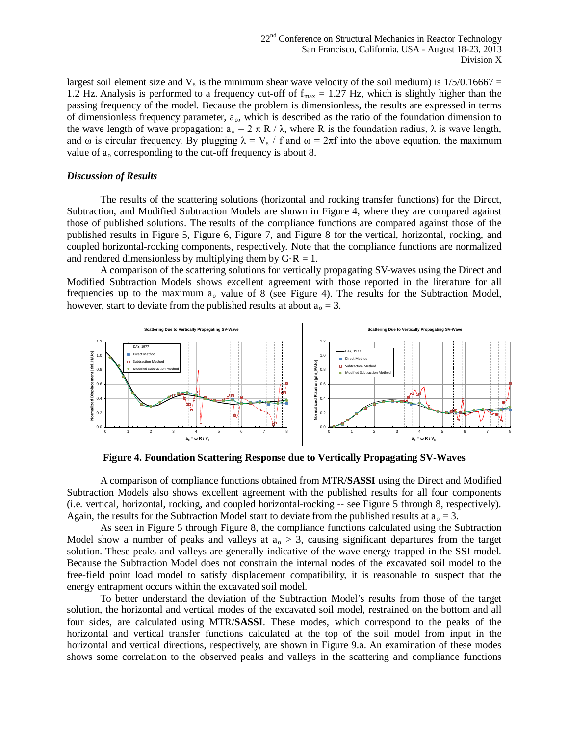largest soil element size and $V_s$ is the minimum shear wave velocity of the soil medium) is 1/5/0.16667 = 1.2 Hz. Analysis is performed to a frequency cut-off of $f_{max}$ = 1.27 Hz, which is slightly higher than the passing frequency of the model. Because the problem is dimensionless, the results are expressed in terms of dimensionless frequency parameter, $a_o$, which is described as the ratio of the foundation dimension to the wave length of wave propagation: $a_o = 2 \pi R / \lambda$, where R is the foundation radius, $\lambda$ is wave length, and $\omega$ is circular frequency. By plugging $\lambda = V_s / f$ and $\omega = 2\pi f$ into the above equation, the maximum value of $a_o$ corresponding to the cut-off frequency is about 8.

### *Discussion of Results*

The results of the scattering solutions (horizontal and rocking transfer functions) for the Direct, Subtraction, and Modified Subtraction Models are shown in Figure 4, where they are compared against those of published solutions. The results of the compliance functions are compared against those of the published results in Figure 5, Figure 6, Figure 7, and Figure 8 for the vertical, horizontal, rocking, and coupled horizontal-rocking components, respectively. Note that the compliance functions are normalized and rendered dimensionless by multiplying them by G·R = 1.

A comparison of the scattering solutions for vertically propagating SV-waves using the Direct and Modified Subtraction Models shows excellent agreement with those reported in the literature for all frequencies up to the maximum $a_o$ value of 8 (see Figure 4). The results for the Subtraction Model, however, start to deviate from the published results at about $a_o$ = 3.

**Figure 4. Foundation Scattering Response due to Vertically Propagating SV-Waves**

A comparison of compliance functions obtained from MTR/**SASSI** using the Direct and Modified Subtraction Models also shows excellent agreement with the published results for all four components (i.e. vertical, horizontal, rocking, and coupled horizontal-rocking -- see Figure 5 through 8, respectively). Again, the results for the Subtraction Model start to deviate from the published results at $a_o$ = 3.

As seen in Figure 5 through Figure 8, the compliance functions calculated using the Subtraction Model show a number of peaks and valleys at $a_o$ > 3, causing significant departures from the target solution. These peaks and valleys are generally indicative of the wave energy trapped in the SSI model. Because the Subtraction Model does not constrain the internal nodes of the excavated soil model to the free-field point load model to satisfy displacement compatibility, it is reasonable to suspect that the energy entrapment occurs within the excavated soil model.

To better understand the deviation of the Subtraction Model's results from those of the target solution, the horizontal and vertical modes of the excavated soil model, restrained on the bottom and all four sides, are calculated using MTR/**SASSI**. These modes, which correspond to the peaks of the horizontal and vertical transfer functions calculated at the top of the soil model from input in the horizontal and vertical directions, respectively, are shown in Figure 9.a. An examination of these modes shows some correlation to the observed peaks and valleys in the scattering and compliance functions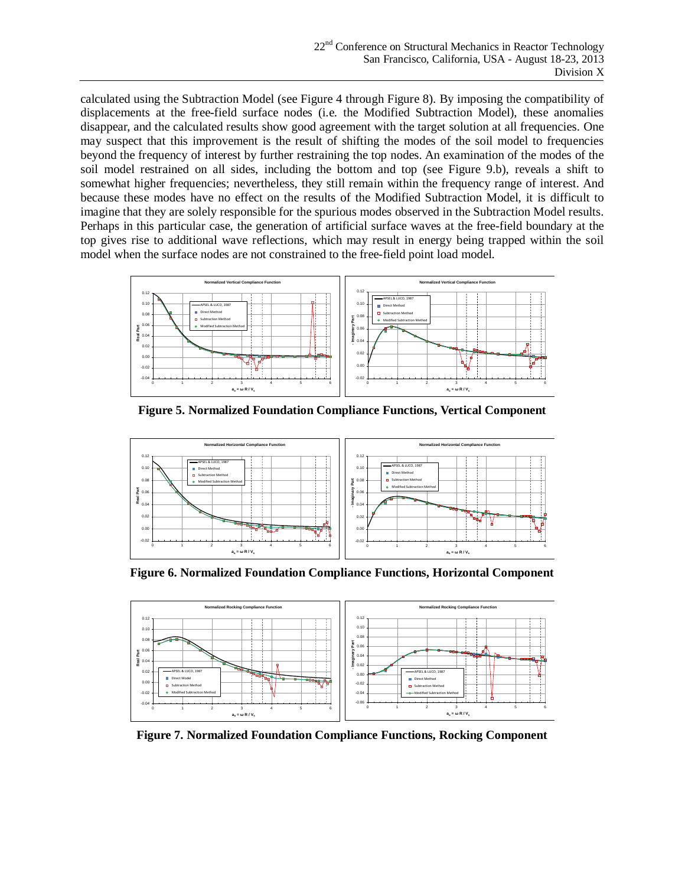calculated using the Subtraction Model (see Figure 4 through Figure 8). By imposing the compatibility of displacements at the free-field surface nodes (i.e. the Modified Subtraction Model), these anomalies disappear, and the calculated results show good agreement with the target solution at all frequencies. One may suspect that this improvement is the result of shifting the modes of the soil model to frequencies beyond the frequency of interest by further restraining the top nodes. An examination of the modes of the soil model restrained on all sides, including the bottom and top (see Figure 9.b), reveals a shift to somewhat higher frequencies; nevertheless, they still remain within the frequency range of interest. And because these modes have no effect on the results of the Modified Subtraction Model, it is difficult to imagine that they are solely responsible for the spurious modes observed in the Subtraction Model results. Perhaps in this particular case, the generation of artificial surface waves at the free-field boundary at the top gives rise to additional wave reflections, which may result in energy being trapped within the soil model when the surface nodes are not constrained to the free-field point load model.

**Figure 5. Normalized Foundation Compliance Functions, Vertical Component**

**Figure 6. Normalized Foundation Compliance Functions, Horizontal Component**

**Figure 7. Normalized Foundation Compliance Functions, Rocking Component**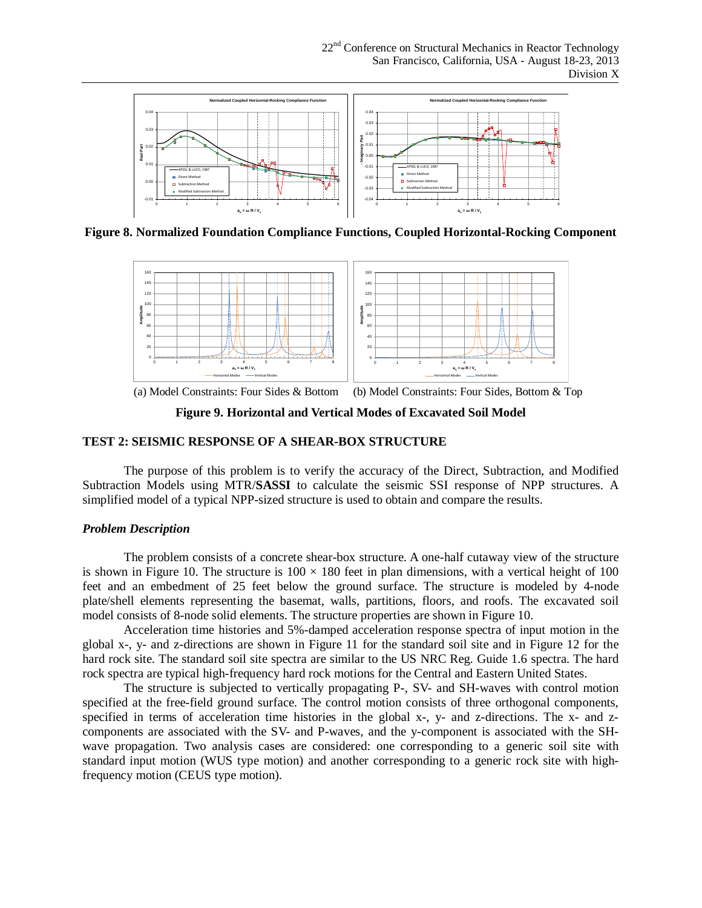Figure 8. Normalized Foundation Compliance Functions, Coupled Horizontal-Rocking Component

(a) Model Constraints: Four Sides & Bottom    (b) Model Constraints: Four Sides, Bottom & Top

**Figure 9. Horizontal and Vertical Modes of Excavated Soil Model**

## TEST 2: SEISMIC RESPONSE OF A SHEAR-BOX STRUCTURE

The purpose of this problem is to verify the accuracy of the Direct, Subtraction, and Modified Subtraction Models using MTR/**SASSI** to calculate the seismic SSI response of NPP structures. A simplified model of a typical NPP-sized structure is used to obtain and compare the results.

### *Problem Description*

The problem consists of a concrete shear-box structure. A one-half cutaway view of the structure is shown in Figure 10. The structure is $100 \times 180$ feet in plan dimensions, with a vertical height of 100 feet and an embedment of 25 feet below the ground surface. The structure is modeled by 4-node plate/shell elements representing the basemat, walls, partitions, floors, and roofs. The excavated soil model consists of 8-node solid elements. The structure properties are shown in Figure 10.

Acceleration time histories and 5%-damped acceleration response spectra of input motion in the global x-, y- and z-directions are shown in Figure 11 for the standard soil site and in Figure 12 for the hard rock site. The standard soil site spectra are similar to the US NRC Reg. Guide 1.6 spectra. The hard rock spectra are typical high-frequency hard rock motions for the Central and Eastern United States.

The structure is subjected to vertically propagating P-, SV- and SH-waves with control motion specified at the free-field ground surface. The control motion consists of three orthogonal components, specified in terms of acceleration time histories in the global x-, y- and z-directions. The x- and z-components are associated with the SV- and P-waves, and the y-component is associated with the SH-wave propagation. Two analysis cases are considered: one corresponding to a generic soil site with standard input motion (WUS type motion) and another corresponding to a generic rock site with high-frequency motion (CEUS type motion).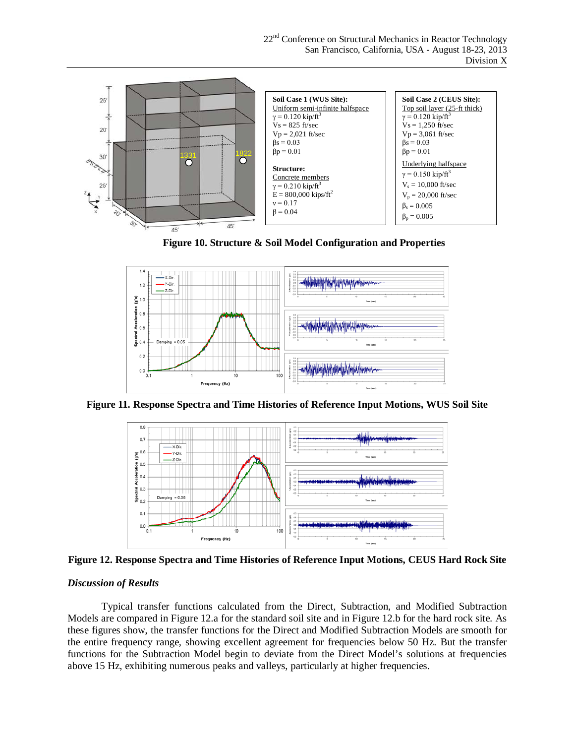**Soil Case 1 (WUS Site):**
Uniform semi-infinite halfspace
$\gamma = 0.120$ kip/ft$^3$
Vs = 825 ft/sec
Vp = 2,021 ft/sec
$\beta$s = 0.03
$\beta$p = 0.01

**Structure:**
Concrete members
$\gamma = 0.210$ kip/ft$^3$
E = 800,000 kips/ft$^2$
$\nu = 0.17$
$\beta = 0.04$

**Soil Case 2 (CEUS Site):**
Top soil layer (25-ft thick)
$\gamma = 0.120$ kip/ft$^3$
Vs = 1,250 ft/sec
Vp = 3,061 ft/sec
$\beta$s = 0.03
$\beta$p = 0.01

Underlying halfspace
$\gamma = 0.150$ kip/ft$^3$
$V_s = 10{,}000$ ft/sec
$V_p = 20{,}000$ ft/sec
$\beta_s = 0.005$
$\beta_p = 0.005$

**Figure 10. Structure & Soil Model Configuration and Properties**

**Figure 11. Response Spectra and Time Histories of Reference Input Motions, WUS Soil Site**

**Figure 12. Response Spectra and Time Histories of Reference Input Motions, CEUS Hard Rock Site**

### *Discussion of Results*

Typical transfer functions calculated from the Direct, Subtraction, and Modified Subtraction Models are compared in Figure 12.a for the standard soil site and in Figure 12.b for the hard rock site. As these figures show, the transfer functions for the Direct and Modified Subtraction Models are smooth for the entire frequency range, showing excellent agreement for frequencies below 50 Hz. But the transfer functions for the Subtraction Model begin to deviate from the Direct Model's solutions at frequencies above 15 Hz, exhibiting numerous peaks and valleys, particularly at higher frequencies.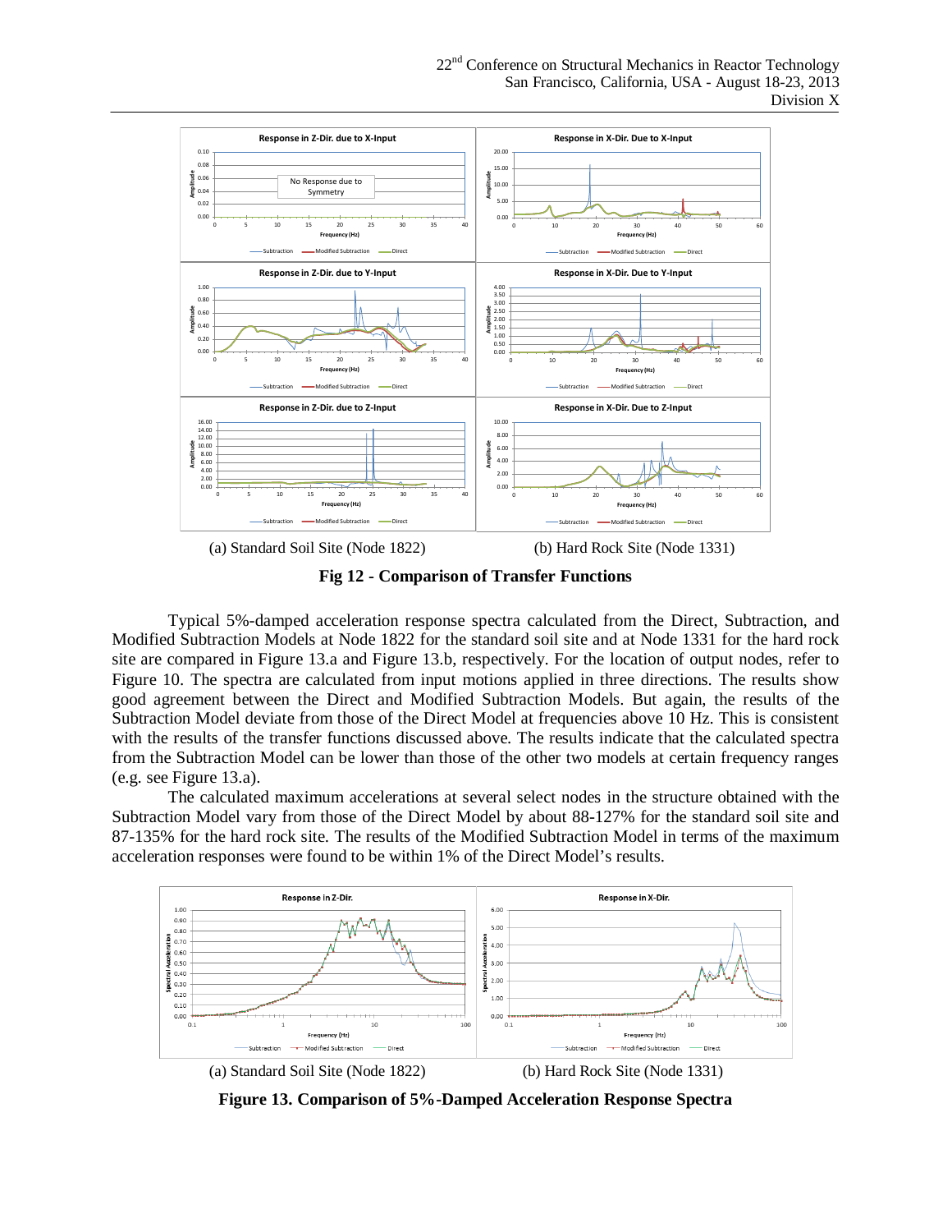(a) Standard Soil Site (Node 1822) (b) Hard Rock Site (Node 1331)

**Fig 12 - Comparison of Transfer Functions**

Typical 5%-damped acceleration response spectra calculated from the Direct, Subtraction, and Modified Subtraction Models at Node 1822 for the standard soil site and at Node 1331 for the hard rock site are compared in Figure 13.a and Figure 13.b, respectively. For the location of output nodes, refer to Figure 10. The spectra are calculated from input motions applied in three directions. The results show good agreement between the Direct and Modified Subtraction Models. But again, the results of the Subtraction Model deviate from those of the Direct Model at frequencies above 10 Hz. This is consistent with the results of the transfer functions discussed above. The results indicate that the calculated spectra from the Subtraction Model can be lower than those of the other two models at certain frequency ranges (e.g. see Figure 13.a).

The calculated maximum accelerations at several select nodes in the structure obtained with the Subtraction Model vary from those of the Direct Model by about 88-127% for the standard soil site and 87-135% for the hard rock site. The results of the Modified Subtraction Model in terms of the maximum acceleration responses were found to be within 1% of the Direct Model's results.

(a) Standard Soil Site (Node 1822) (b) Hard Rock Site (Node 1331)

**Figure 13. Comparison of 5%-Damped Acceleration Response Spectra**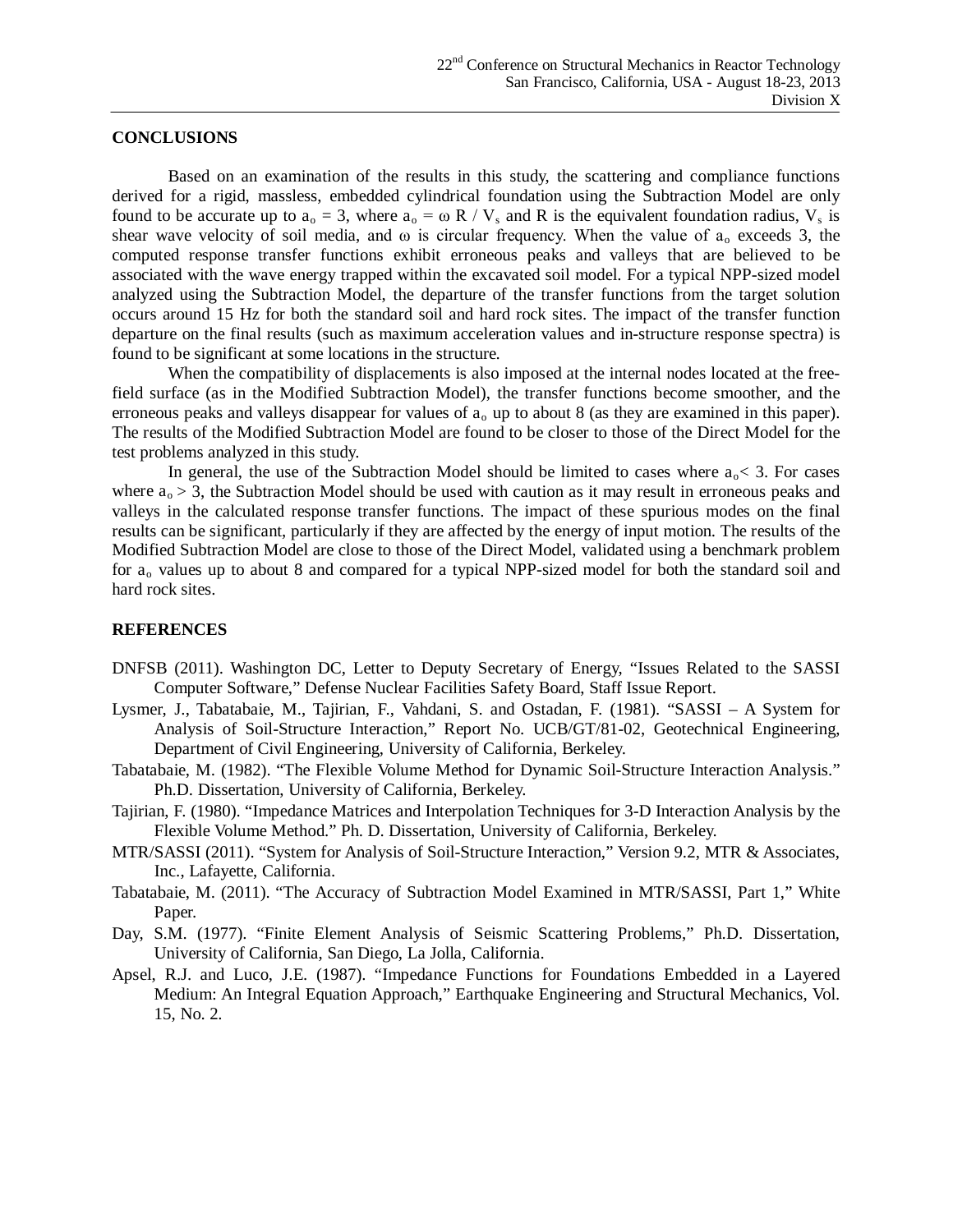## CONCLUSIONS

Based on an examination of the results in this study, the scattering and compliance functions derived for a rigid, massless, embedded cylindrical foundation using the Subtraction Model are only found to be accurate up to $a_o = 3$, where $a_o = \omega R / V_s$ and R is the equivalent foundation radius, $V_s$ is shear wave velocity of soil media, and $\omega$ is circular frequency. When the value of $a_o$ exceeds 3, the computed response transfer functions exhibit erroneous peaks and valleys that are believed to be associated with the wave energy trapped within the excavated soil model. For a typical NPP-sized model analyzed using the Subtraction Model, the departure of the transfer functions from the target solution occurs around 15 Hz for both the standard soil and hard rock sites. The impact of the transfer function departure on the final results (such as maximum acceleration values and in-structure response spectra) is found to be significant at some locations in the structure.

When the compatibility of displacements is also imposed at the internal nodes located at the free-field surface (as in the Modified Subtraction Model), the transfer functions become smoother, and the erroneous peaks and valleys disappear for values of $a_o$ up to about 8 (as they are examined in this paper). The results of the Modified Subtraction Model are found to be closer to those of the Direct Model for the test problems analyzed in this study.

In general, the use of the Subtraction Model should be limited to cases where $a_o < 3$. For cases where $a_o > 3$, the Subtraction Model should be used with caution as it may result in erroneous peaks and valleys in the calculated response transfer functions. The impact of these spurious modes on the final results can be significant, particularly if they are affected by the energy of input motion. The results of the Modified Subtraction Model are close to those of the Direct Model, validated using a benchmark problem for $a_o$ values up to about 8 and compared for a typical NPP-sized model for both the standard soil and hard rock sites.

## REFERENCES

DNFSB (2011). Washington DC, Letter to Deputy Secretary of Energy, "Issues Related to the SASSI Computer Software," Defense Nuclear Facilities Safety Board, Staff Issue Report.

Lysmer, J., Tabatabaie, M., Tajirian, F., Vahdani, S. and Ostadan, F. (1981). "SASSI – A System for Analysis of Soil-Structure Interaction," Report No. UCB/GT/81-02, Geotechnical Engineering, Department of Civil Engineering, University of California, Berkeley.

Tabatabaie, M. (1982). "The Flexible Volume Method for Dynamic Soil-Structure Interaction Analysis." Ph.D. Dissertation, University of California, Berkeley.

Tajirian, F. (1980). "Impedance Matrices and Interpolation Techniques for 3-D Interaction Analysis by the Flexible Volume Method." Ph. D. Dissertation, University of California, Berkeley.

MTR/SASSI (2011). "System for Analysis of Soil-Structure Interaction," Version 9.2, MTR & Associates, Inc., Lafayette, California.

Tabatabaie, M. (2011). "The Accuracy of Subtraction Model Examined in MTR/SASSI, Part 1," White Paper.

Day, S.M. (1977). "Finite Element Analysis of Seismic Scattering Problems," Ph.D. Dissertation, University of California, San Diego, La Jolla, California.

Apsel, R.J. and Luco, J.E. (1987). "Impedance Functions for Foundations Embedded in a Layered Medium: An Integral Equation Approach," Earthquake Engineering and Structural Mechanics, Vol. 15, No. 2.